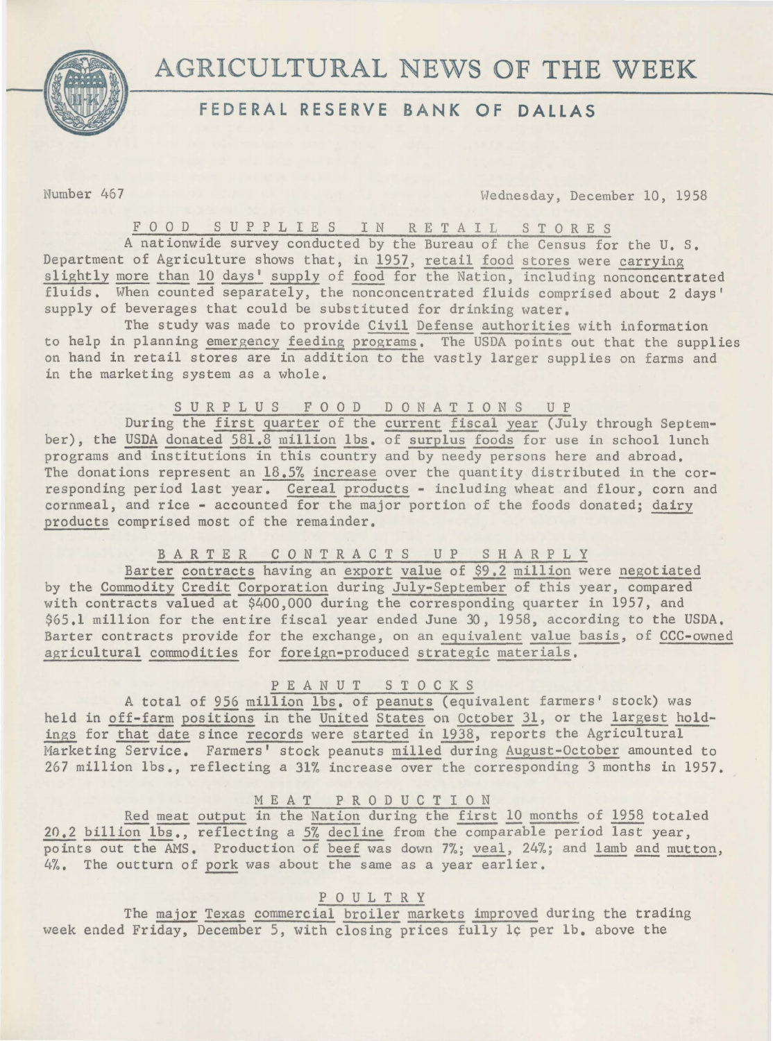# AGRICULTURAL NEWS OF THE WEEK

## FEDERAL RESERVE BANK OF DALLAS

Number 467 Wednesday, December 10, 1958

### FOOD SUPPLIES IN RETAIL STORES

A nationwide survey conducted by the Bureau of the Census for the U. S. Department of Agriculture shows that, in 1957, retail food stores were carrying slightly more than 10 days' supply of food for the Nation, including nonconcentrated fluids. When counted separately, the nonconcentrated fluids comprised about 2 days' supply of beverages that could be substituted for drinking water.

The study was made to provide Civil Defense authorities with information to help in planning emergency feeding programs. The USDA points out that the supplies on hand in retail stores are in addition to the vastly larger supplies on farms and in the marketing system as a whole.

### SURPLUS FOOD DONATIONS UP

During the first quarter of the current fiscal year (July through September), the USDA donated 581.8 million lbs. of surplus foods for use in school lunch programs and institutions in this country and by needy persons here and abroad. The donations represent an 18.5% increase over the quantity distributed in the corresponding period last year. Cereal products - including wheat and flour, corn and cornmeal, and rice - accounted for the major portion of the foods donated; dairy products comprised most of the remainder.

### BARTER CONTRACTS UP SHARPLY

Barter contracts having an export value of $9.2 million were negotiated by the Commodity Credit Corporation during July-September of this year, compared with contracts valued at $400,000 during the corresponding quarter in 1957, and $65.1 million for the entire fiscal year ended June 30, 1958, according to the USDA. Barter contracts provide for the exchange, on an equivalent value basis, of CCC-owned agricultural commodities for foreign-produced strategic materials.

### PEANUT STOCKS

A total of 956 million lbs. of peanuts (equivalent farmers' stock) was held in off-farm positions in the United States on October 31, or the largest holdings for that date since records were started in 1938, reports the Agricultural Marketing Service. Farmers' stock peanuts milled during August-October amounted to 267 million lbs., reflecting a 31% increase over the corresponding 3 months in 1957.

### MEAT PRODUCTION

Red meat output in the Nation during the first 10 months of 1958 totaled 20.2 billion lbs., reflecting a 5% decline from the comparable period last year, points out the AMS. Production of beef was down 7%; veal, 24%; and lamb and mutton, 4%. The outturn of pork was about the same as a year earlier.

### POULTRY

The major Texas commercial broiler markets improved during the trading week ended Friday, December 5, with closing prices fully 1¢ per lb. above the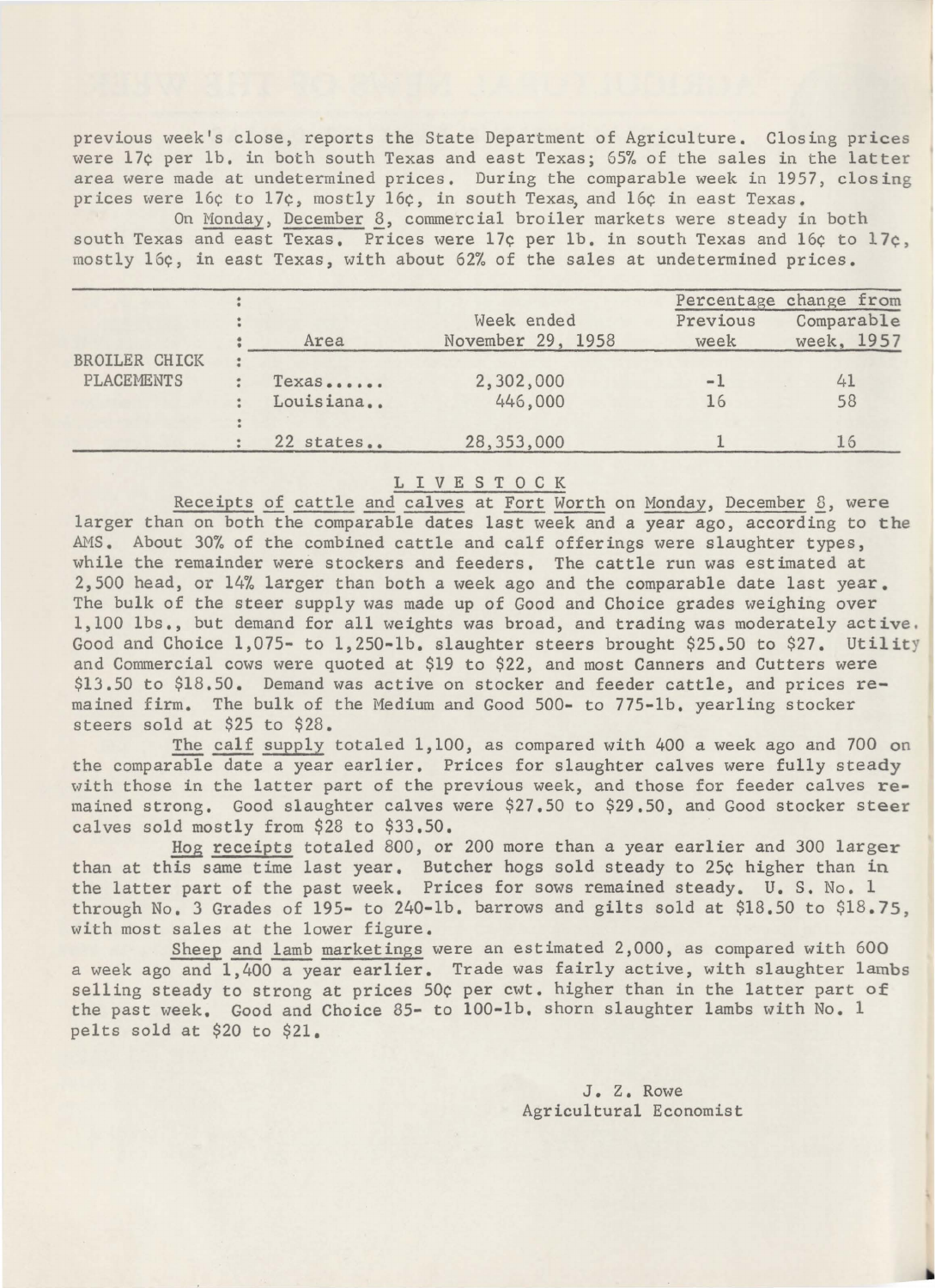previous week's close, reports the State Department of Agriculture. Closing prices were 17¢ per lb. in both south Texas and east Texas; 65% of the sales in the latter area were made at undetermined prices. During the comparable week in 1957, closing prices were 16¢ to 17¢, mostly 16¢, in south Texas, and 16¢ in east Texas.

On Monday, December 8, commercial broiler markets were steady in both south Texas and east Texas. Prices were 17¢ per lb. in south Texas and 16¢ to 17¢, mostly 16¢, in east Texas, with about 62% of the sales at undetermined prices.

| | Area | Week ended November 29, 1958 | Percentage change from Previous week | Comparable week, 1957 |
|---|---|---|---|---|
| BROILER CHICK PLACEMENTS | Texas...... | 2,302,000 | -1 | 41 |
| | Louisiana.. | 446,000 | 16 | 58 |
| | 22 states.. | 28,353,000 | 1 | 16 |

## L I V E S T O C K

Receipts of cattle and calves at Fort Worth on Monday, December 8, were larger than on both the comparable dates last week and a year ago, according to the AMS. About 30% of the combined cattle and calf offerings were slaughter types, while the remainder were stockers and feeders. The cattle run was estimated at 2,500 head, or 14% larger than both a week ago and the comparable date last year. The bulk of the steer supply was made up of Good and Choice grades weighing over 1,100 lbs., but demand for all weights was broad, and trading was moderately active. Good and Choice 1,075- to 1,250-lb. slaughter steers brought $25.50 to $27. Utility and Commercial cows were quoted at $19 to $22, and most Canners and Cutters were $13.50 to $18.50. Demand was active on stocker and feeder cattle, and prices remained firm. The bulk of the Medium and Good 500- to 775-lb. yearling stocker steers sold at $25 to $28.

The calf supply totaled 1,100, as compared with 400 a week ago and 700 on the comparable date a year earlier. Prices for slaughter calves were fully steady with those in the latter part of the previous week, and those for feeder calves remained strong. Good slaughter calves were $27.50 to $29.50, and Good stocker steer calves sold mostly from $28 to $33.50.

Hog receipts totaled 800, or 200 more than a year earlier and 300 larger than at this same time last year. Butcher hogs sold steady to 25¢ higher than in the latter part of the past week. Prices for sows remained steady. U. S. No. 1 through No. 3 Grades of 195- to 240-lb. barrows and gilts sold at $18.50 to $18.75, with most sales at the lower figure.

Sheep and lamb marketings were an estimated 2,000, as compared with 600 a week ago and 1,400 a year earlier. Trade was fairly active, with slaughter lambs selling steady to strong at prices 50¢ per cwt. higher than in the latter part of the past week. Good and Choice 85- to 100-lb. shorn slaughter lambs with No. 1 pelts sold at $20 to $21.

J. Z. Rowe
Agricultural Economist